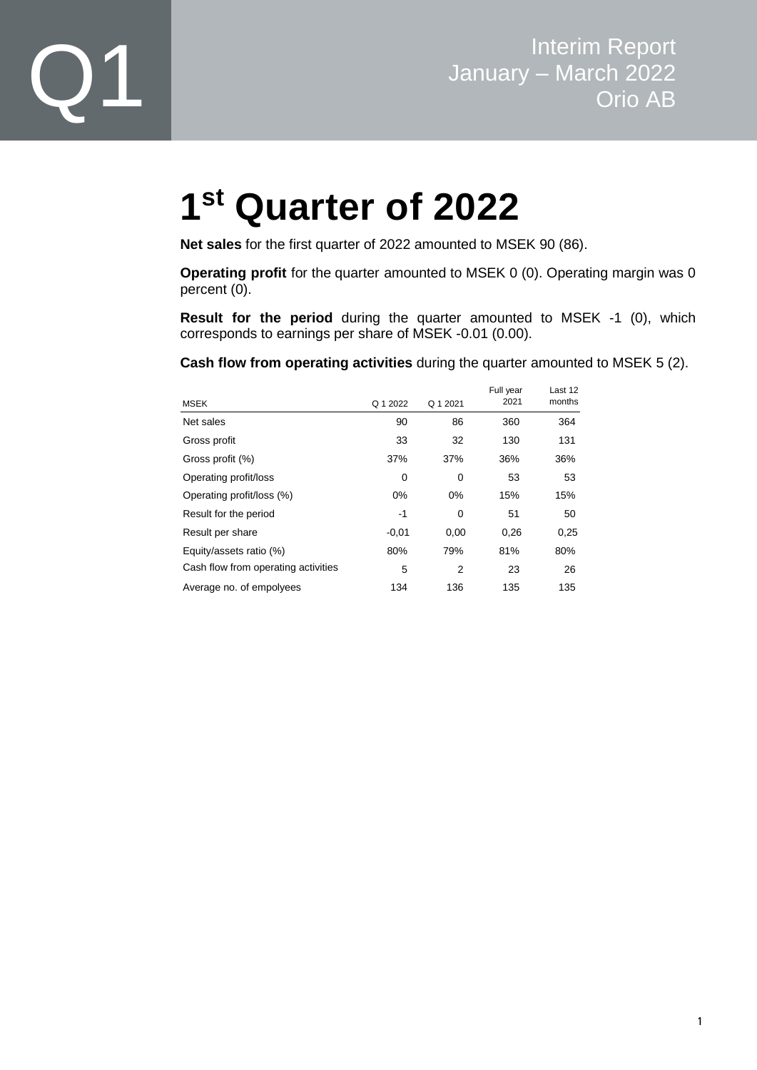Q1

Interim Report
January – March 2022
Orio AB

# 1st Quarter of 2022

**Net sales** for the first quarter of 2022 amounted to MSEK 90 (86).

**Operating profit** for the quarter amounted to MSEK 0 (0). Operating margin was 0 percent (0).

**Result for the period** during the quarter amounted to MSEK -1 (0), which corresponds to earnings per share of MSEK -0.01 (0.00).

**Cash flow from operating activities** during the quarter amounted to MSEK 5 (2).

| MSEK | Q 1 2022 | Q 1 2021 | Full year 2021 | Last 12 months |
|---|---|---|---|---|
| Net sales | 90 | 86 | 360 | 364 |
| Gross profit | 33 | 32 | 130 | 131 |
| Gross profit (%) | 37% | 37% | 36% | 36% |
| Operating profit/loss | 0 | 0 | 53 | 53 |
| Operating profit/loss (%) | 0% | 0% | 15% | 15% |
| Result for the period | -1 | 0 | 51 | 50 |
| Result per share | -0,01 | 0,00 | 0,26 | 0,25 |
| Equity/assets ratio (%) | 80% | 79% | 81% | 80% |
| Cash flow from operating activities | 5 | 2 | 23 | 26 |
| Average no. of empolyees | 134 | 136 | 135 | 135 |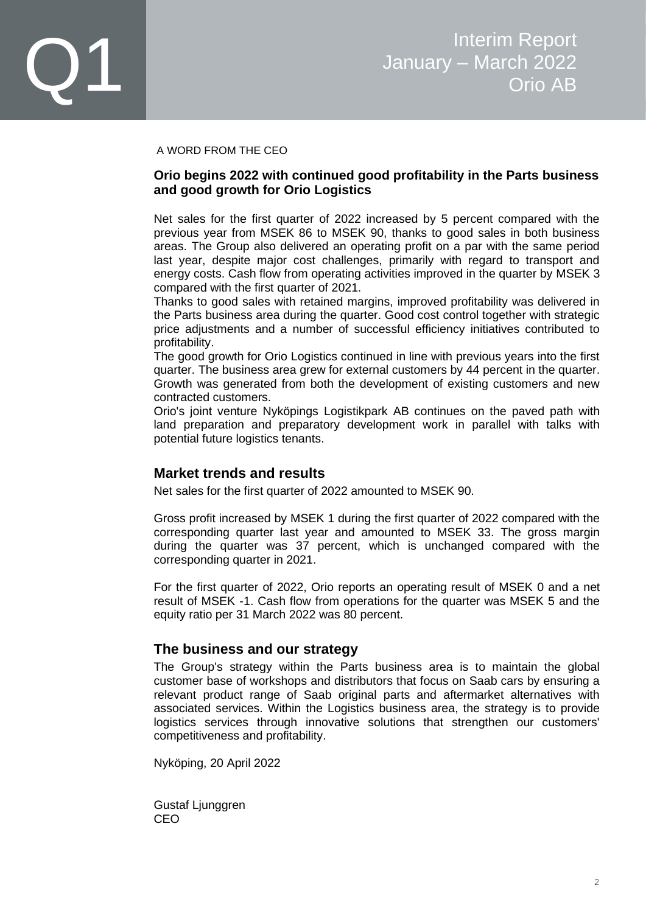# Q1

Interim Report
January – March 2022
Orio AB

A WORD FROM THE CEO

**Orio begins 2022 with continued good profitability in the Parts business and good growth for Orio Logistics**

Net sales for the first quarter of 2022 increased by 5 percent compared with the previous year from MSEK 86 to MSEK 90, thanks to good sales in both business areas. The Group also delivered an operating profit on a par with the same period last year, despite major cost challenges, primarily with regard to transport and energy costs. Cash flow from operating activities improved in the quarter by MSEK 3 compared with the first quarter of 2021.

Thanks to good sales with retained margins, improved profitability was delivered in the Parts business area during the quarter. Good cost control together with strategic price adjustments and a number of successful efficiency initiatives contributed to profitability.

The good growth for Orio Logistics continued in line with previous years into the first quarter. The business area grew for external customers by 44 percent in the quarter. Growth was generated from both the development of existing customers and new contracted customers.

Orio's joint venture Nyköpings Logistikpark AB continues on the paved path with land preparation and preparatory development work in parallel with talks with potential future logistics tenants.

## Market trends and results

Net sales for the first quarter of 2022 amounted to MSEK 90.

Gross profit increased by MSEK 1 during the first quarter of 2022 compared with the corresponding quarter last year and amounted to MSEK 33. The gross margin during the quarter was 37 percent, which is unchanged compared with the corresponding quarter in 2021.

For the first quarter of 2022, Orio reports an operating result of MSEK 0 and a net result of MSEK -1. Cash flow from operations for the quarter was MSEK 5 and the equity ratio per 31 March 2022 was 80 percent.

## The business and our strategy

The Group's strategy within the Parts business area is to maintain the global customer base of workshops and distributors that focus on Saab cars by ensuring a relevant product range of Saab original parts and aftermarket alternatives with associated services. Within the Logistics business area, the strategy is to provide logistics services through innovative solutions that strengthen our customers' competitiveness and profitability.

Nyköping, 20 April 2022

Gustaf Ljunggren
CEO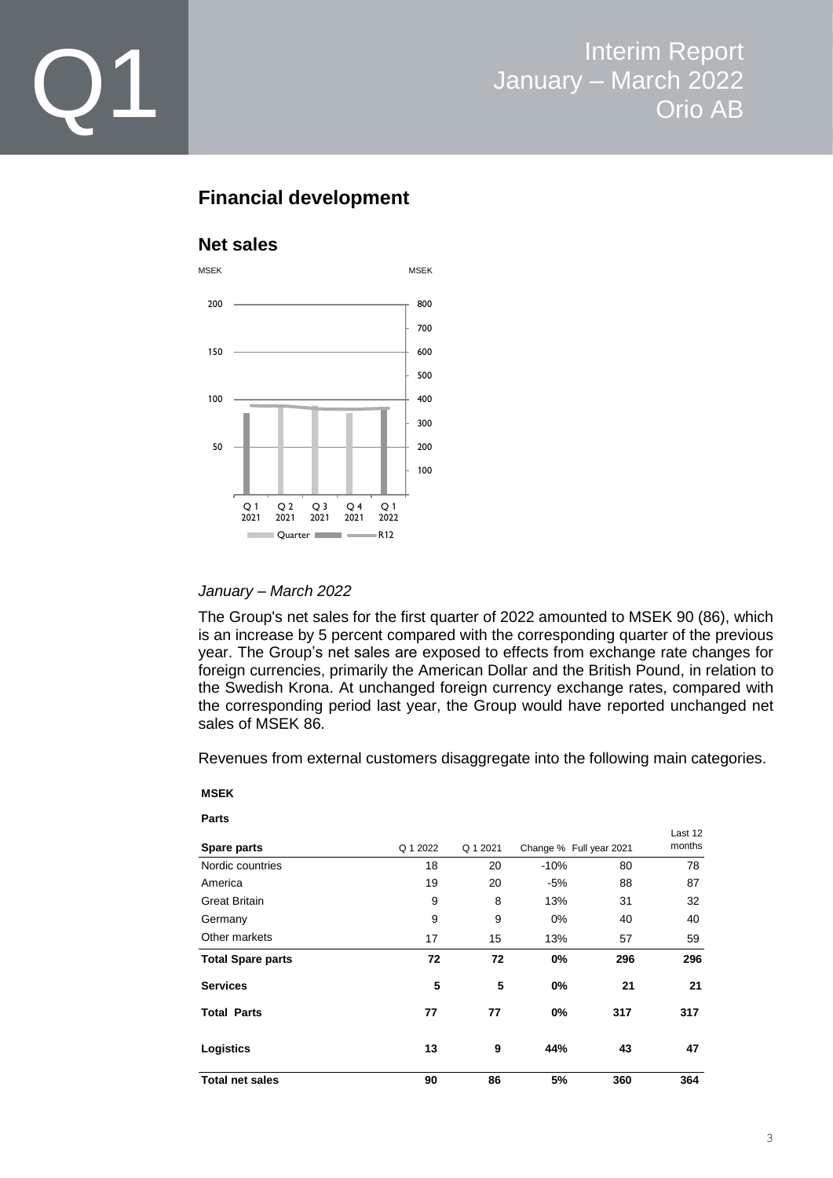## Financial development

### Net sales

MSEK MSEK

200 800
700
150 600
500
100 400
300
50 200
100

Q 1 2021 | Q 2 2021 | Q 3 2021 | Q 4 2021 | Q 1 2022

Quarter — R12

*January – March 2022*

The Group's net sales for the first quarter of 2022 amounted to MSEK 90 (86), which is an increase by 5 percent compared with the corresponding quarter of the previous year. The Group's net sales are exposed to effects from exchange rate changes for foreign currencies, primarily the American Dollar and the British Pound, in relation to the Swedish Krona. At unchanged foreign currency exchange rates, compared with the corresponding period last year, the Group would have reported unchanged net sales of MSEK 86.

Revenues from external customers disaggregate into the following main categories.

**MSEK**

**Parts**

| **Spare parts** | Q 1 2022 | Q 1 2021 | Change % | Full year 2021 | Last 12 months |
|---|---|---|---|---|---|
| Nordic countries | 18 | 20 | -10% | 80 | 78 |
| America | 19 | 20 | -5% | 88 | 87 |
| Great Britain | 9 | 8 | 13% | 31 | 32 |
| Germany | 9 | 9 | 0% | 40 | 40 |
| Other markets | 17 | 15 | 13% | 57 | 59 |
| **Total Spare parts** | **72** | **72** | **0%** | **296** | **296** |
| **Services** | **5** | **5** | **0%** | **21** | **21** |
| **Total Parts** | **77** | **77** | **0%** | **317** | **317** |
| **Logistics** | **13** | **9** | **44%** | **43** | **47** |
| **Total net sales** | **90** | **86** | **5%** | **360** | **364** |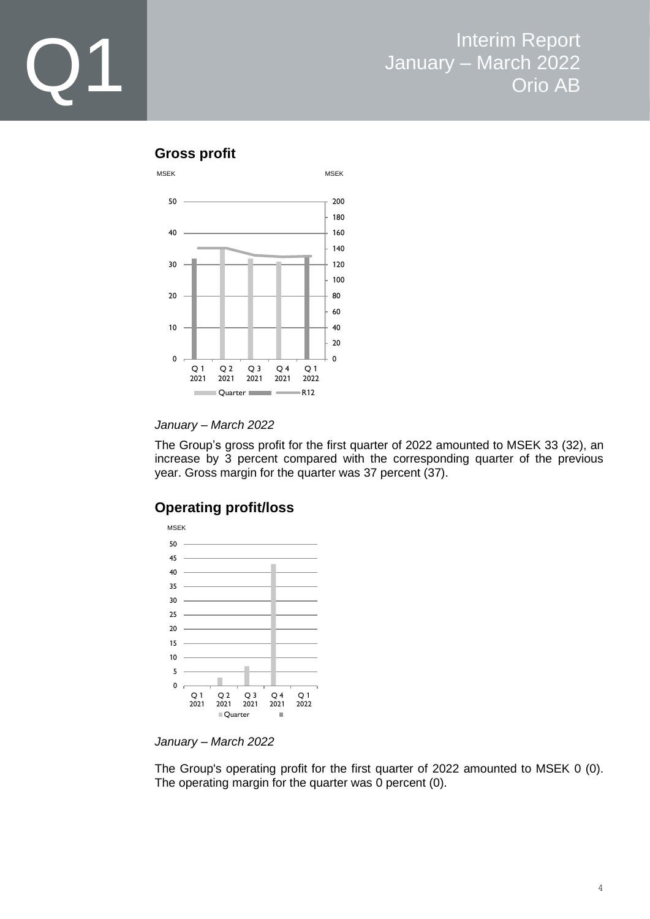## Gross profit

*January – March 2022*

The Group's gross profit for the first quarter of 2022 amounted to MSEK 33 (32), an increase by 3 percent compared with the corresponding quarter of the previous year. Gross margin for the quarter was 37 percent (37).

## Operating profit/loss

*January – March 2022*

The Group's operating profit for the first quarter of 2022 amounted to MSEK 0 (0). The operating margin for the quarter was 0 percent (0).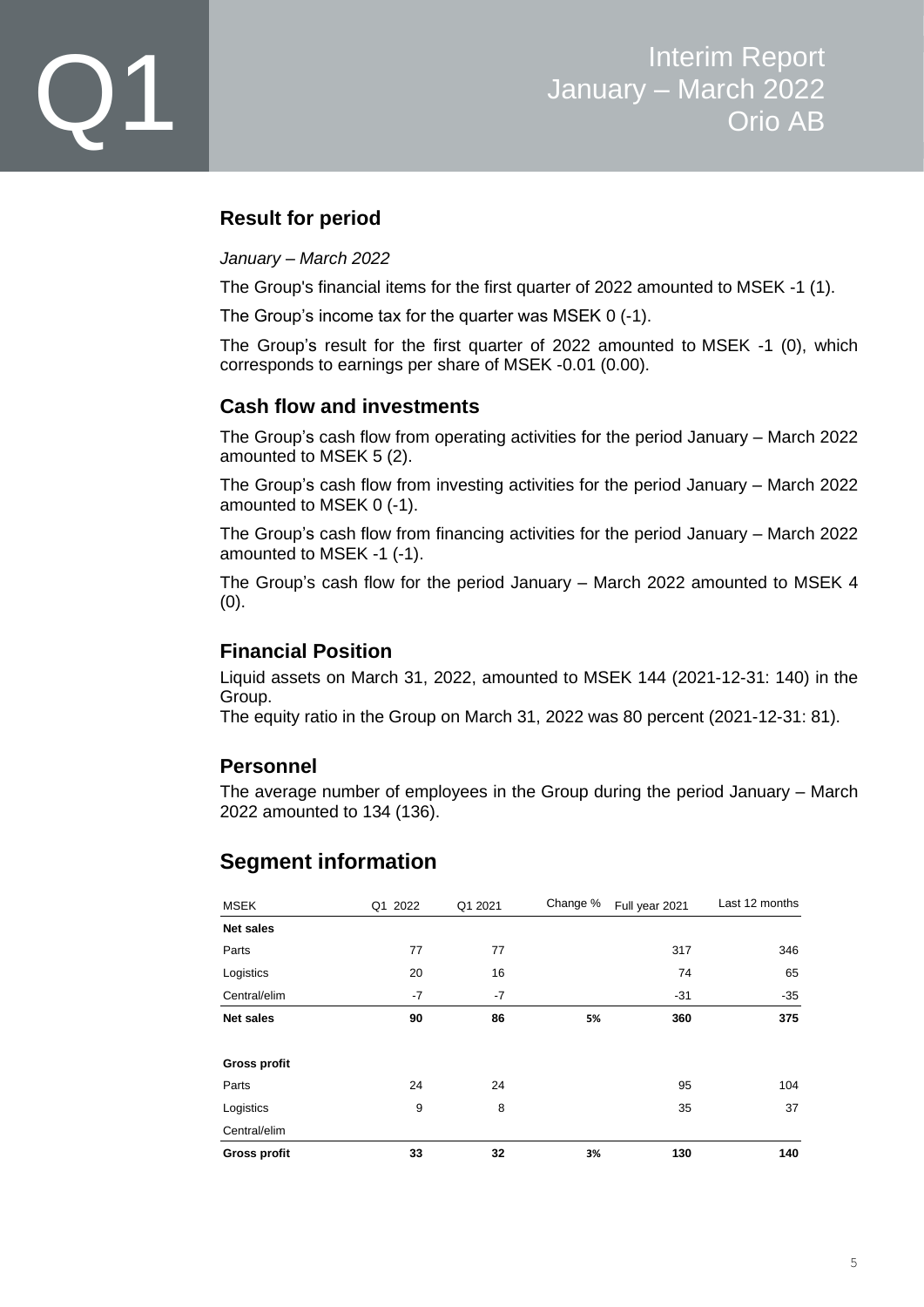## Result for period

*January – March 2022*

The Group's financial items for the first quarter of 2022 amounted to MSEK -1 (1).

The Group's income tax for the quarter was MSEK 0 (-1).

The Group's result for the first quarter of 2022 amounted to MSEK -1 (0), which corresponds to earnings per share of MSEK -0.01 (0.00).

## Cash flow and investments

The Group's cash flow from operating activities for the period January – March 2022 amounted to MSEK 5 (2).

The Group's cash flow from investing activities for the period January – March 2022 amounted to MSEK 0 (-1).

The Group's cash flow from financing activities for the period January – March 2022 amounted to MSEK -1 (-1).

The Group's cash flow for the period January – March 2022 amounted to MSEK 4 (0).

## Financial Position

Liquid assets on March 31, 2022, amounted to MSEK 144 (2021-12-31: 140) in the Group.
The equity ratio in the Group on March 31, 2022 was 80 percent (2021-12-31: 81).

## Personnel

The average number of employees in the Group during the period January – March 2022 amounted to 134 (136).

## Segment information

| MSEK | Q1 2022 | Q1 2021 | Change % | Full year 2021 | Last 12 months |
|---|---|---|---|---|---|
| **Net sales** | | | | | |
| Parts | 77 | 77 | | 317 | 346 |
| Logistics | 20 | 16 | | 74 | 65 |
| Central/elim | -7 | -7 | | -31 | -35 |
| **Net sales** | **90** | **86** | **5%** | **360** | **375** |
| | | | | | |
| **Gross profit** | | | | | |
| Parts | 24 | 24 | | 95 | 104 |
| Logistics | 9 | 8 | | 35 | 37 |
| Central/elim | | | | | |
| **Gross profit** | **33** | **32** | **3%** | **130** | **140** |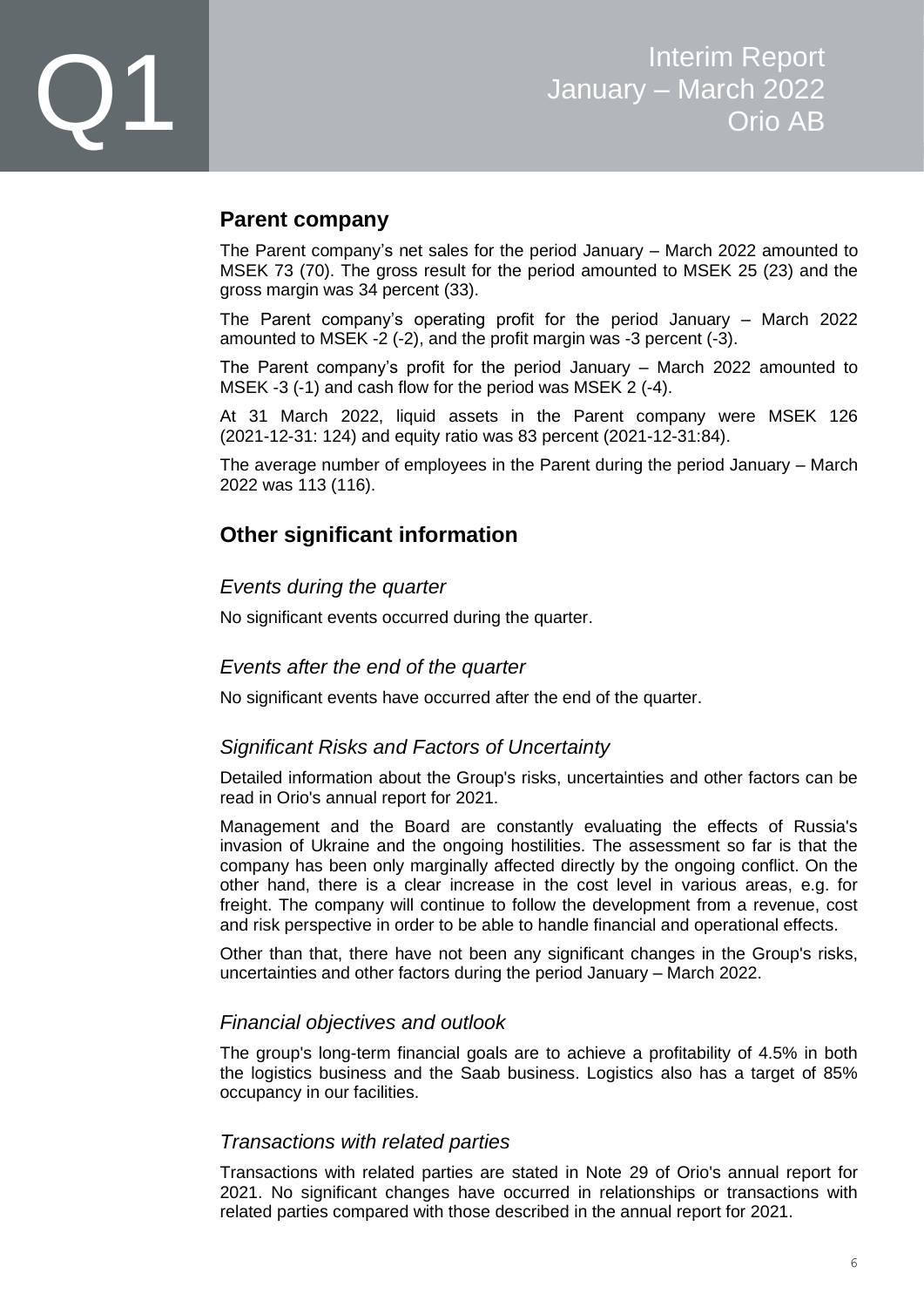## Parent company

The Parent company's net sales for the period January – March 2022 amounted to MSEK 73 (70). The gross result for the period amounted to MSEK 25 (23) and the gross margin was 34 percent (33).

The Parent company's operating profit for the period January – March 2022 amounted to MSEK -2 (-2), and the profit margin was -3 percent (-3).

The Parent company's profit for the period January – March 2022 amounted to MSEK -3 (-1) and cash flow for the period was MSEK 2 (-4).

At 31 March 2022, liquid assets in the Parent company were MSEK 126 (2021-12-31: 124) and equity ratio was 83 percent (2021-12-31:84).

The average number of employees in the Parent during the period January – March 2022 was 113 (116).

## Other significant information

### *Events during the quarter*

No significant events occurred during the quarter.

### *Events after the end of the quarter*

No significant events have occurred after the end of the quarter.

### *Significant Risks and Factors of Uncertainty*

Detailed information about the Group's risks, uncertainties and other factors can be read in Orio's annual report for 2021.

Management and the Board are constantly evaluating the effects of Russia's invasion of Ukraine and the ongoing hostilities. The assessment so far is that the company has been only marginally affected directly by the ongoing conflict. On the other hand, there is a clear increase in the cost level in various areas, e.g. for freight. The company will continue to follow the development from a revenue, cost and risk perspective in order to be able to handle financial and operational effects.

Other than that, there have not been any significant changes in the Group's risks, uncertainties and other factors during the period January – March 2022.

### *Financial objectives and outlook*

The group's long-term financial goals are to achieve a profitability of 4.5% in both the logistics business and the Saab business. Logistics also has a target of 85% occupancy in our facilities.

### *Transactions with related parties*

Transactions with related parties are stated in Note 29 of Orio's annual report for 2021. No significant changes have occurred in relationships or transactions with related parties compared with those described in the annual report for 2021.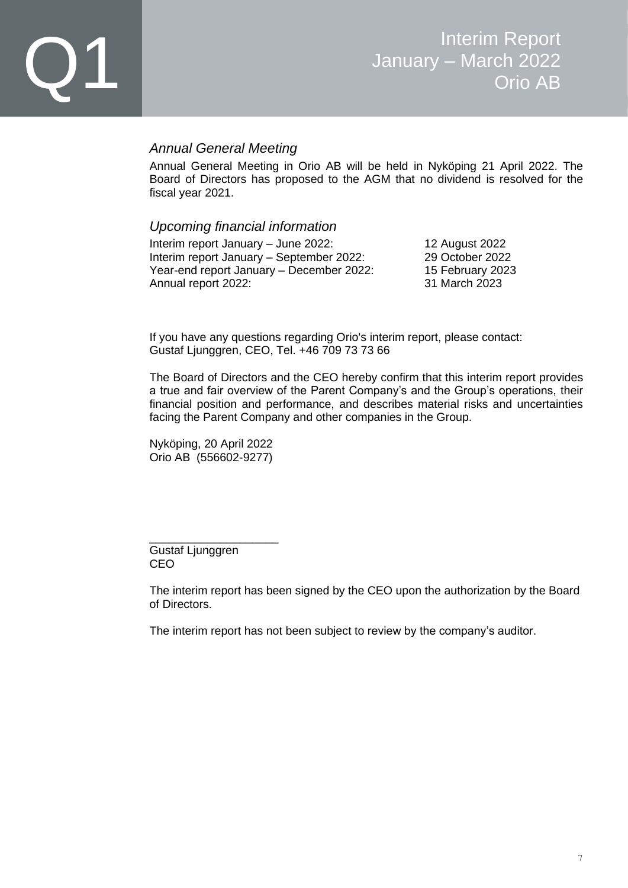## *Annual General Meeting*

Annual General Meeting in Orio AB will be held in Nyköping 21 April 2022. The Board of Directors has proposed to the AGM that no dividend is resolved for the fiscal year 2021.

## *Upcoming financial information*

| | |
|---|---|
| Interim report January – June 2022: | 12 August 2022 |
| Interim report January – September 2022: | 29 October 2022 |
| Year-end report January – December 2022: | 15 February 2023 |
| Annual report 2022: | 31 March 2023 |

If you have any questions regarding Orio's interim report, please contact:
Gustaf Ljunggren, CEO, Tel. +46 709 73 73 66

The Board of Directors and the CEO hereby confirm that this interim report provides a true and fair overview of the Parent Company's and the Group's operations, their financial position and performance, and describes material risks and uncertainties facing the Parent Company and other companies in the Group.

Nyköping, 20 April 2022
Orio AB (556602-9277)

____________________
Gustaf Ljunggren
CEO

The interim report has been signed by the CEO upon the authorization by the Board of Directors.

The interim report has not been subject to review by the company's auditor.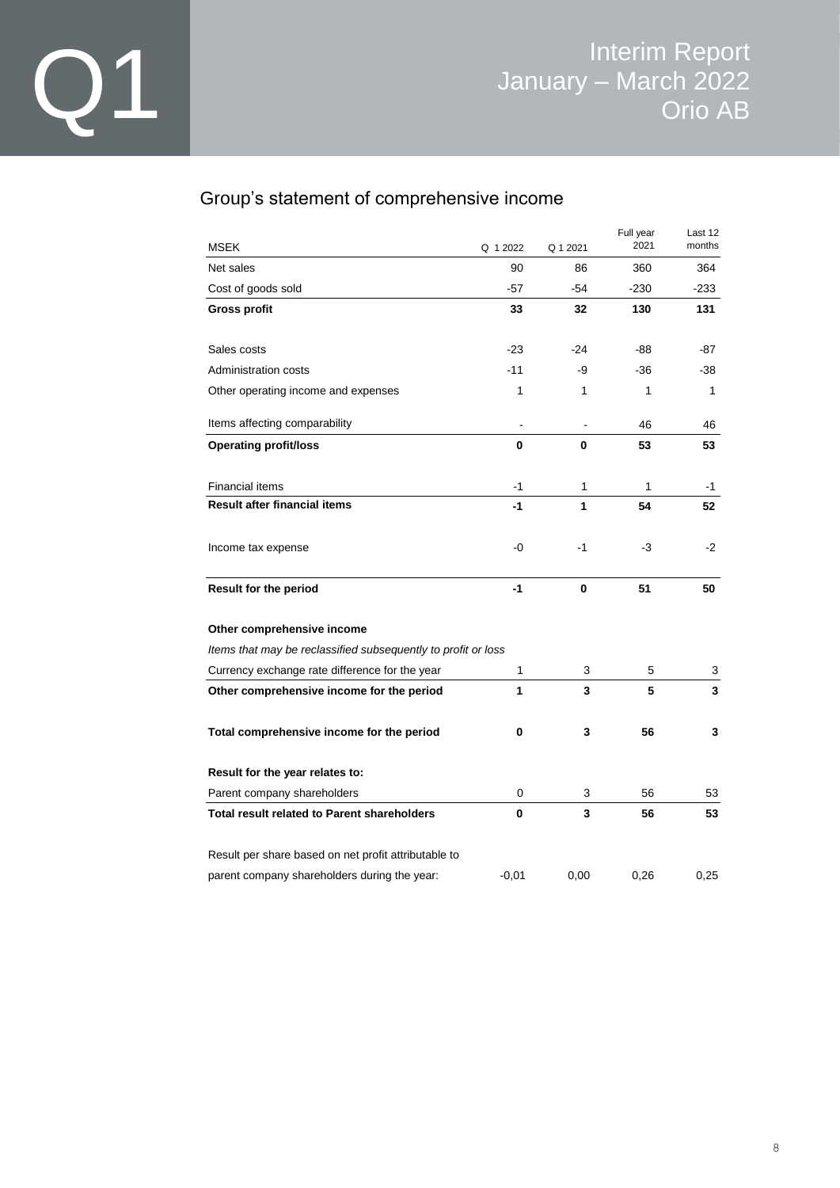## Group's statement of comprehensive income

| MSEK | Q 1 2022 | Q 1 2021 | Full year 2021 | Last 12 months |
|---|---|---|---|---|
| Net sales | 90 | 86 | 360 | 364 |
| Cost of goods sold | -57 | -54 | -230 | -233 |
| **Gross profit** | **33** | **32** | **130** | **131** |
| | | | | |
| Sales costs | -23 | -24 | -88 | -87 |
| Administration costs | -11 | -9 | -36 | -38 |
| Other operating income and expenses | 1 | 1 | 1 | 1 |
| | | | | |
| Items affecting comparability | - | - | 46 | 46 |
| **Operating profit/loss** | **0** | **0** | **53** | **53** |
| | | | | |
| Financial items | -1 | 1 | 1 | -1 |
| **Result after financial items** | **-1** | **1** | **54** | **52** |
| | | | | |
| Income tax expense | -0 | -1 | -3 | -2 |
| | | | | |
| **Result for the period** | **-1** | **0** | **51** | **50** |
| | | | | |
| **Other comprehensive income** | | | | |
| *Items that may be reclassified subsequently to profit or loss* | | | | |
| Currency exchange rate difference for the year | 1 | 3 | 5 | 3 |
| **Other comprehensive income for the period** | **1** | **3** | **5** | **3** |
| | | | | |
| **Total comprehensive income for the period** | **0** | **3** | **56** | **3** |
| | | | | |
| **Result for the year relates to:** | | | | |
| Parent company shareholders | 0 | 3 | 56 | 53 |
| **Total result related to Parent shareholders** | **0** | **3** | **56** | **53** |
| | | | | |
| Result per share based on net profit attributable to parent company shareholders during the year: | -0,01 | 0,00 | 0,26 | 0,25 |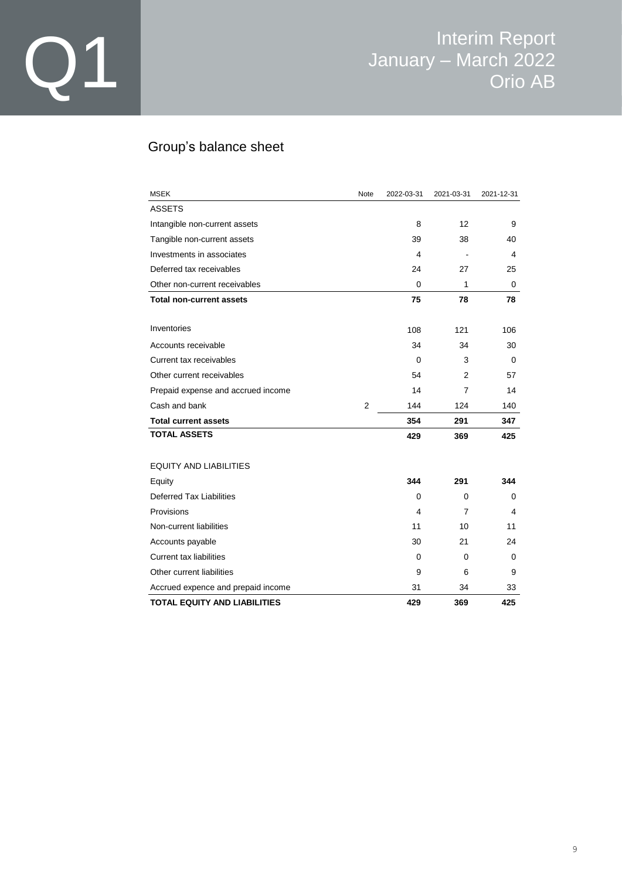## Group's balance sheet

| MSEK | Note | 2022-03-31 | 2021-03-31 | 2021-12-31 |
|---|---|---|---|---|
| ASSETS | | | | |
| Intangible non-current assets | | 8 | 12 | 9 |
| Tangible non-current assets | | 39 | 38 | 40 |
| Investments in associates | | 4 | - | 4 |
| Deferred tax receivables | | 24 | 27 | 25 |
| Other non-current receivables | | 0 | 1 | 0 |
| **Total non-current assets** | | **75** | **78** | **78** |
| | | | | |
| Inventories | | 108 | 121 | 106 |
| Accounts receivable | | 34 | 34 | 30 |
| Current tax receivables | | 0 | 3 | 0 |
| Other current receivables | | 54 | 2 | 57 |
| Prepaid expense and accrued income | | 14 | 7 | 14 |
| Cash and bank | 2 | 144 | 124 | 140 |
| **Total current assets** | | **354** | **291** | **347** |
| **TOTAL ASSETS** | | **429** | **369** | **425** |
| | | | | |
| EQUITY AND LIABILITIES | | | | |
| Equity | | **344** | **291** | **344** |
| Deferred Tax Liabilities | | 0 | 0 | 0 |
| Provisions | | 4 | 7 | 4 |
| Non-current liabilities | | 11 | 10 | 11 |
| Accounts payable | | 30 | 21 | 24 |
| Current tax liabilities | | 0 | 0 | 0 |
| Other current liabilities | | 9 | 6 | 9 |
| Accrued expence and prepaid income | | 31 | 34 | 33 |
| **TOTAL EQUITY AND LIABILITIES** | | **429** | **369** | **425** |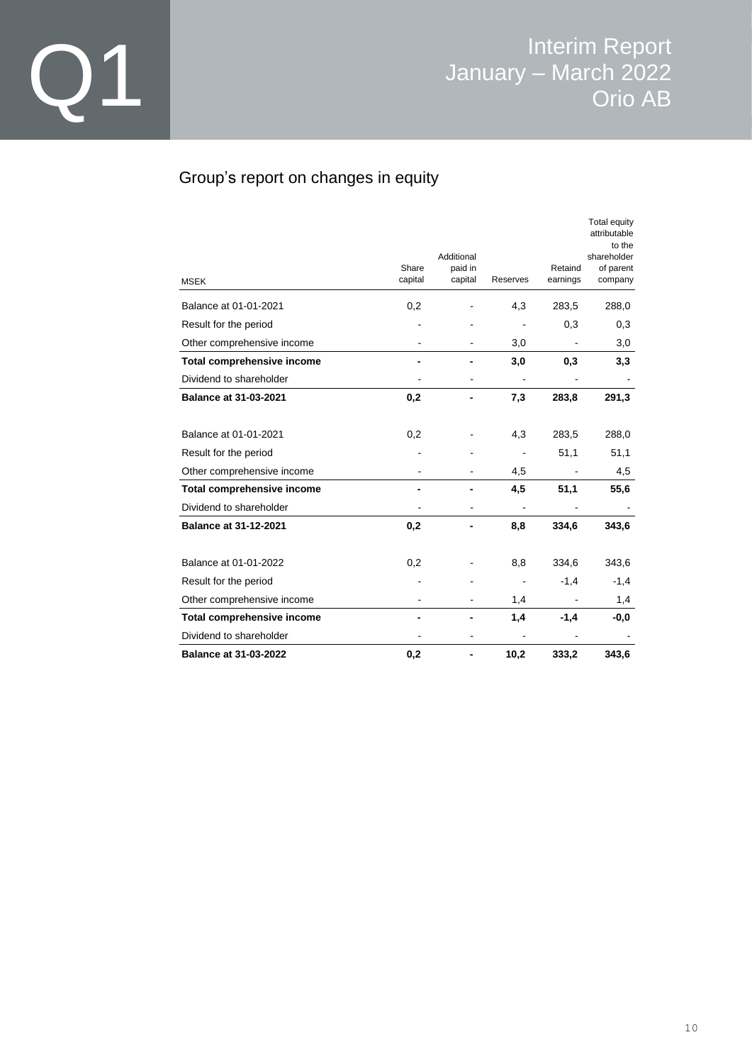## Group's report on changes in equity

| MSEK | Share capital | Additional paid in capital | Reserves | Retaind earnings | Total equity attributable to the shareholder of parent company |
|---|---|---|---|---|---|
| Balance at 01-01-2021 | 0,2 | - | 4,3 | 283,5 | 288,0 |
| Result for the period | - | - | - | 0,3 | 0,3 |
| Other comprehensive income | - | - | 3,0 | - | 3,0 |
| **Total comprehensive income** | **-** | **-** | **3,0** | **0,3** | **3,3** |
| Dividend to shareholder | - | - | - | - | - |
| **Balance at 31-03-2021** | **0,2** | **-** | **7,3** | **283,8** | **291,3** |
| | | | | | |
| Balance at 01-01-2021 | 0,2 | - | 4,3 | 283,5 | 288,0 |
| Result for the period | - | - | - | 51,1 | 51,1 |
| Other comprehensive income | - | - | 4,5 | - | 4,5 |
| **Total comprehensive income** | **-** | **-** | **4,5** | **51,1** | **55,6** |
| Dividend to shareholder | - | - | - | - | - |
| **Balance at 31-12-2021** | **0,2** | **-** | **8,8** | **334,6** | **343,6** |
| | | | | | |
| Balance at 01-01-2022 | 0,2 | - | 8,8 | 334,6 | 343,6 |
| Result for the period | - | - | - | -1,4 | -1,4 |
| Other comprehensive income | - | - | 1,4 | - | 1,4 |
| **Total comprehensive income** | **-** | **-** | **1,4** | **-1,4** | **-0,0** |
| Dividend to shareholder | - | - | - | - | - |
| **Balance at 31-03-2022** | **0,2** | **-** | **10,2** | **333,2** | **343,6** |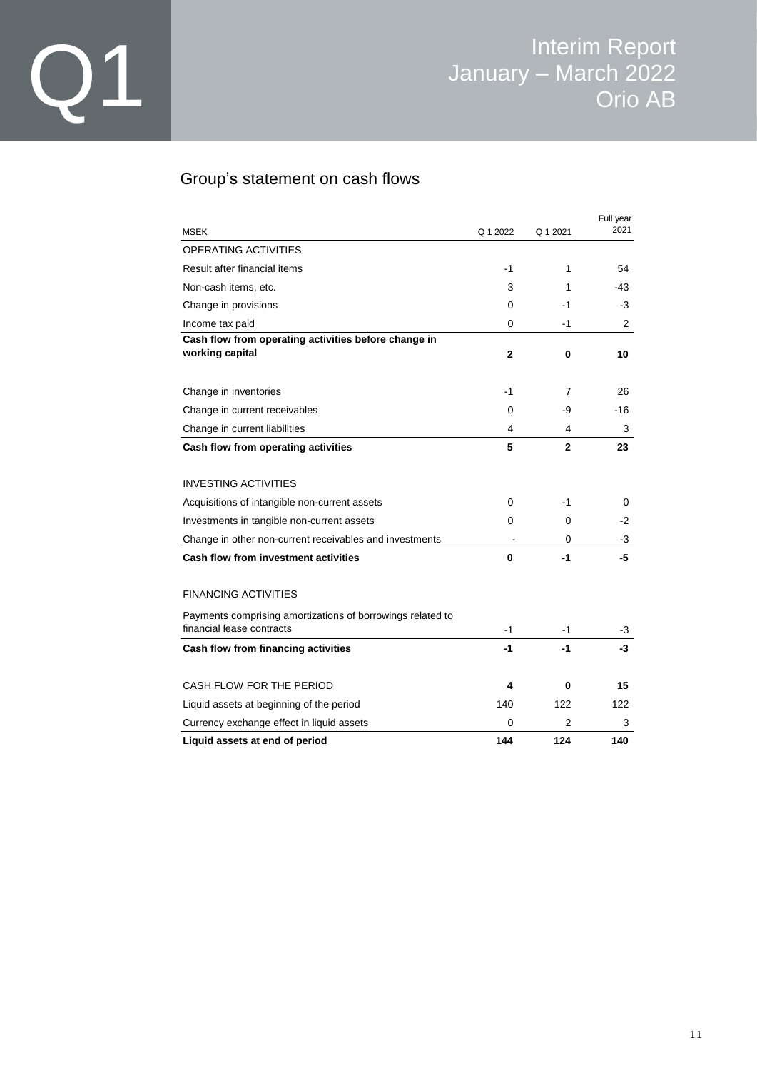## Group's statement on cash flows

| MSEK | Q 1 2022 | Q 1 2021 | Full year 2021 |
|---|---|---|---|
| OPERATING ACTIVITIES | | | |
| Result after financial items | -1 | 1 | 54 |
| Non-cash items, etc. | 3 | 1 | -43 |
| Change in provisions | 0 | -1 | -3 |
| Income tax paid | 0 | -1 | 2 |
| **Cash flow from operating activities before change in working capital** | **2** | **0** | **10** |
| | | | |
| Change in inventories | -1 | 7 | 26 |
| Change in current receivables | 0 | -9 | -16 |
| Change in current liabilities | 4 | 4 | 3 |
| **Cash flow from operating activities** | **5** | **2** | **23** |
| | | | |
| INVESTING ACTIVITIES | | | |
| Acquisitions of intangible non-current assets | 0 | -1 | 0 |
| Investments in tangible non-current assets | 0 | 0 | -2 |
| Change in other non-current receivables and investments | - | 0 | -3 |
| **Cash flow from investment activities** | **0** | **-1** | **-5** |
| | | | |
| FINANCING ACTIVITIES | | | |
| Payments comprising amortizations of borrowings related to financial lease contracts | -1 | -1 | -3 |
| **Cash flow from financing activities** | **-1** | **-1** | **-3** |
| | | | |
| CASH FLOW FOR THE PERIOD | **4** | **0** | **15** |
| Liquid assets at beginning of the period | 140 | 122 | 122 |
| Currency exchange effect in liquid assets | 0 | 2 | 3 |
| **Liquid assets at end of period** | **144** | **124** | **140** |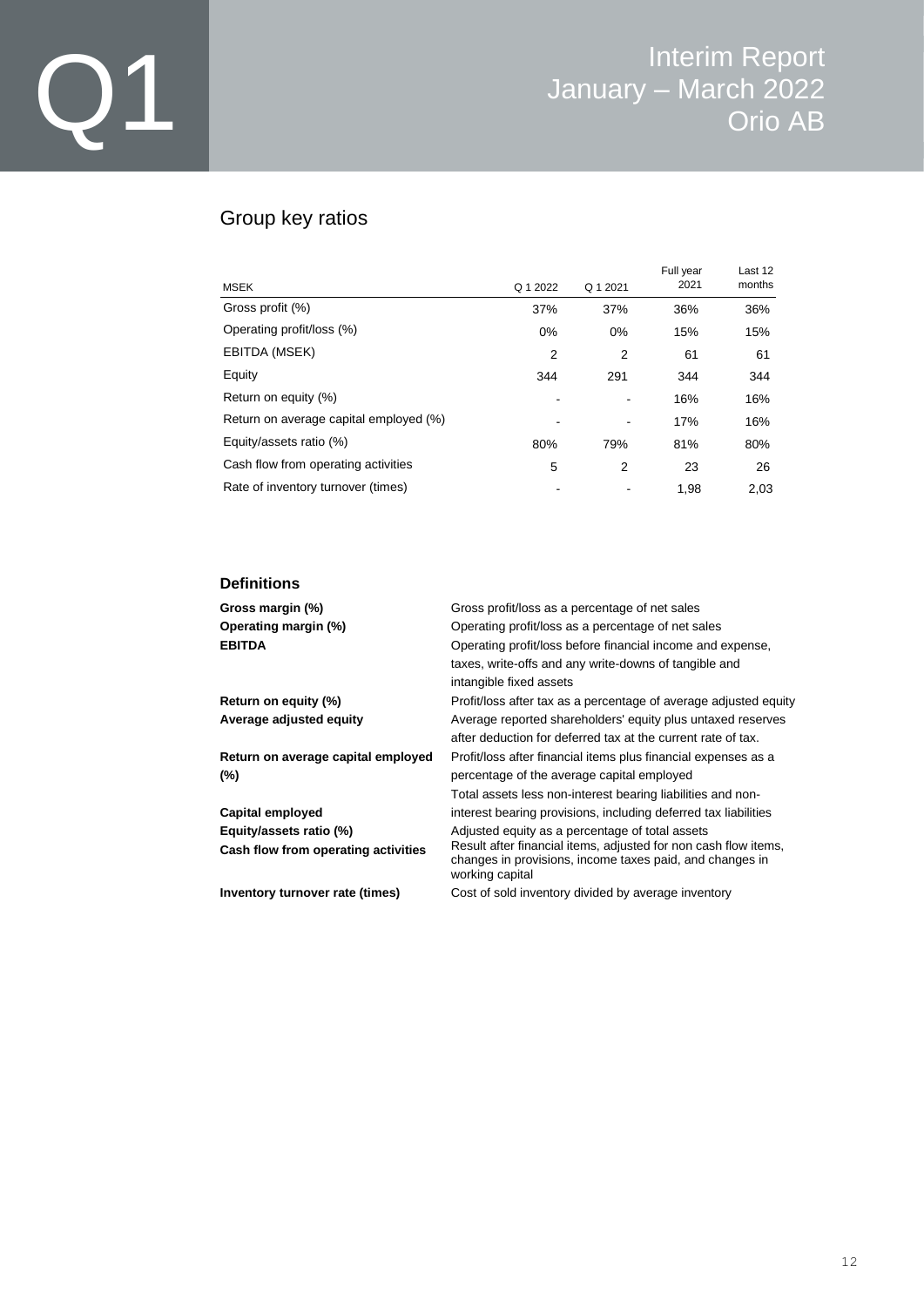## Group key ratios

| MSEK | Q 1 2022 | Q 1 2021 | Full year 2021 | Last 12 months |
|---|---|---|---|---|
| Gross profit (%) | 37% | 37% | 36% | 36% |
| Operating profit/loss (%) | 0% | 0% | 15% | 15% |
| EBITDA (MSEK) | 2 | 2 | 61 | 61 |
| Equity | 344 | 291 | 344 | 344 |
| Return on equity (%) | - | - | 16% | 16% |
| Return on average capital employed (%) | - | - | 17% | 16% |
| Equity/assets ratio (%) | 80% | 79% | 81% | 80% |
| Cash flow from operating activities | 5 | 2 | 23 | 26 |
| Rate of inventory turnover (times) | - | - | 1,98 | 2,03 |

### Definitions

**Gross margin (%)** Gross profit/loss as a percentage of net sales

**Operating margin (%)** Operating profit/loss as a percentage of net sales

**EBITDA** Operating profit/loss before financial income and expense, taxes, write-offs and any write-downs of tangible and intangible fixed assets

**Return on equity (%)** Profit/loss after tax as a percentage of average adjusted equity

**Average adjusted equity** Average reported shareholders' equity plus untaxed reserves after deduction for deferred tax at the current rate of tax.

**Return on average capital employed (%)** Profit/loss after financial items plus financial expenses as a percentage of the average capital employed

**Capital employed** Total assets less non-interest bearing liabilities and non-interest bearing provisions, including deferred tax liabilities

**Equity/assets ratio (%)** Adjusted equity as a percentage of total assets

**Cash flow from operating activities** Result after financial items, adjusted for non cash flow items, changes in provisions, income taxes paid, and changes in working capital

**Inventory turnover rate (times)** Cost of sold inventory divided by average inventory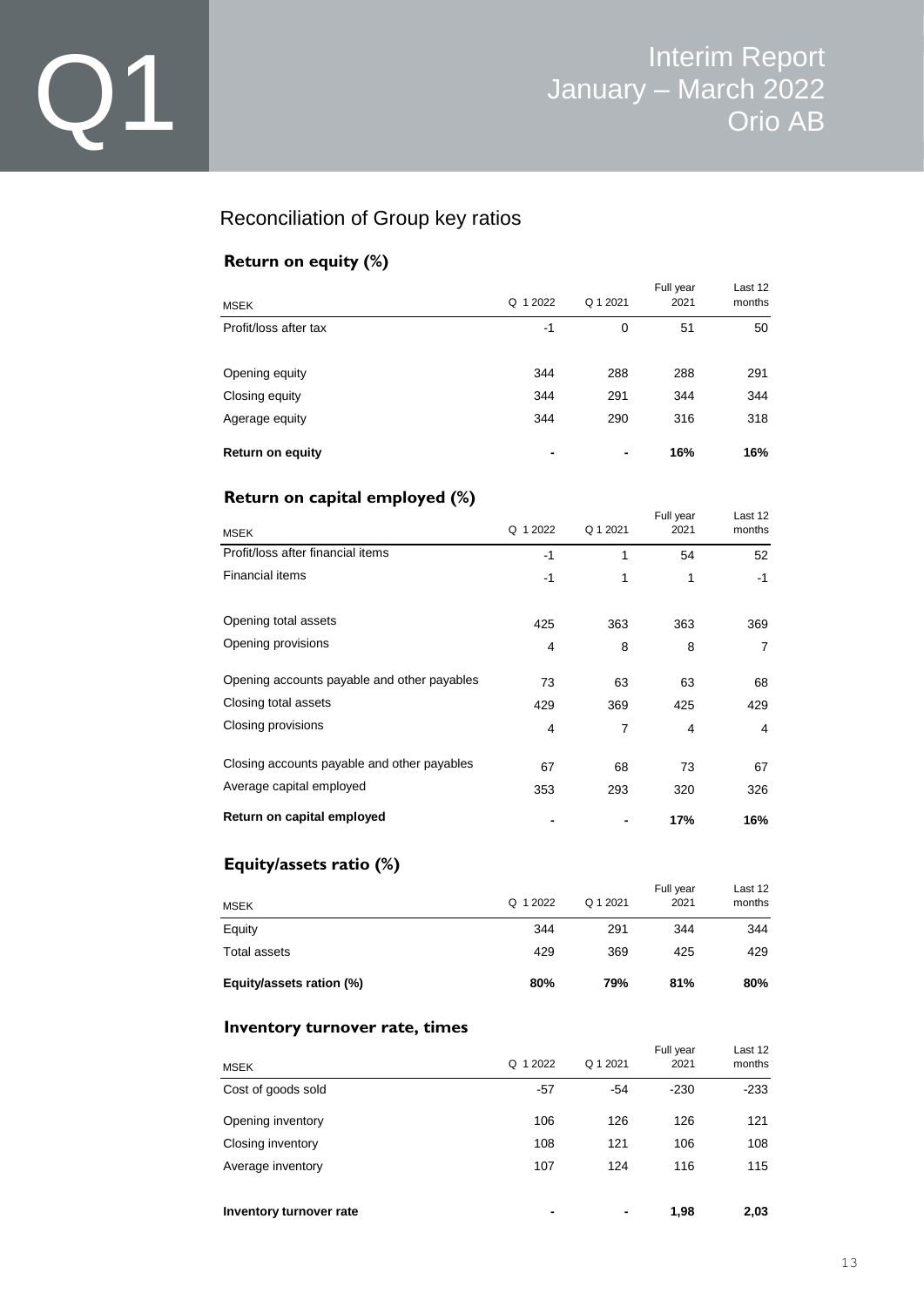## Reconciliation of Group key ratios

### Return on equity (%)

| MSEK | Q 1 2022 | Q 1 2021 | Full year 2021 | Last 12 months |
|---|---|---|---|---|
| Profit/loss after tax | -1 | 0 | 51 | 50 |
| | | | | |
| Opening equity | 344 | 288 | 288 | 291 |
| Closing equity | 344 | 291 | 344 | 344 |
| Agerage equity | 344 | 290 | 316 | 318 |
| **Return on equity** | **-** | **-** | **16%** | **16%** |

### Return on capital employed (%)

| MSEK | Q 1 2022 | Q 1 2021 | Full year 2021 | Last 12 months |
|---|---|---|---|---|
| Profit/loss after financial items | -1 | 1 | 54 | 52 |
| Financial items | -1 | 1 | 1 | -1 |
| | | | | |
| Opening total assets | 425 | 363 | 363 | 369 |
| Opening provisions | 4 | 8 | 8 | 7 |
| | | | | |
| Opening accounts payable and other payables | 73 | 63 | 63 | 68 |
| Closing total assets | 429 | 369 | 425 | 429 |
| Closing provisions | 4 | 7 | 4 | 4 |
| | | | | |
| Closing accounts payable and other payables | 67 | 68 | 73 | 67 |
| Average capital employed | 353 | 293 | 320 | 326 |
| **Return on capital employed** | **-** | **-** | **17%** | **16%** |

### Equity/assets ratio (%)

| MSEK | Q 1 2022 | Q 1 2021 | Full year 2021 | Last 12 months |
|---|---|---|---|---|
| Equity | 344 | 291 | 344 | 344 |
| Total assets | 429 | 369 | 425 | 429 |
| **Equity/assets ration (%)** | **80%** | **79%** | **81%** | **80%** |

### Inventory turnover rate, times

| MSEK | Q 1 2022 | Q 1 2021 | Full year 2021 | Last 12 months |
|---|---|---|---|---|
| Cost of goods sold | -57 | -54 | -230 | -233 |
| Opening inventory | 106 | 126 | 126 | 121 |
| Closing inventory | 108 | 121 | 106 | 108 |
| Average inventory | 107 | 124 | 116 | 115 |
| | | | | |
| **Inventory turnover rate** | **-** | **-** | **1,98** | **2,03** |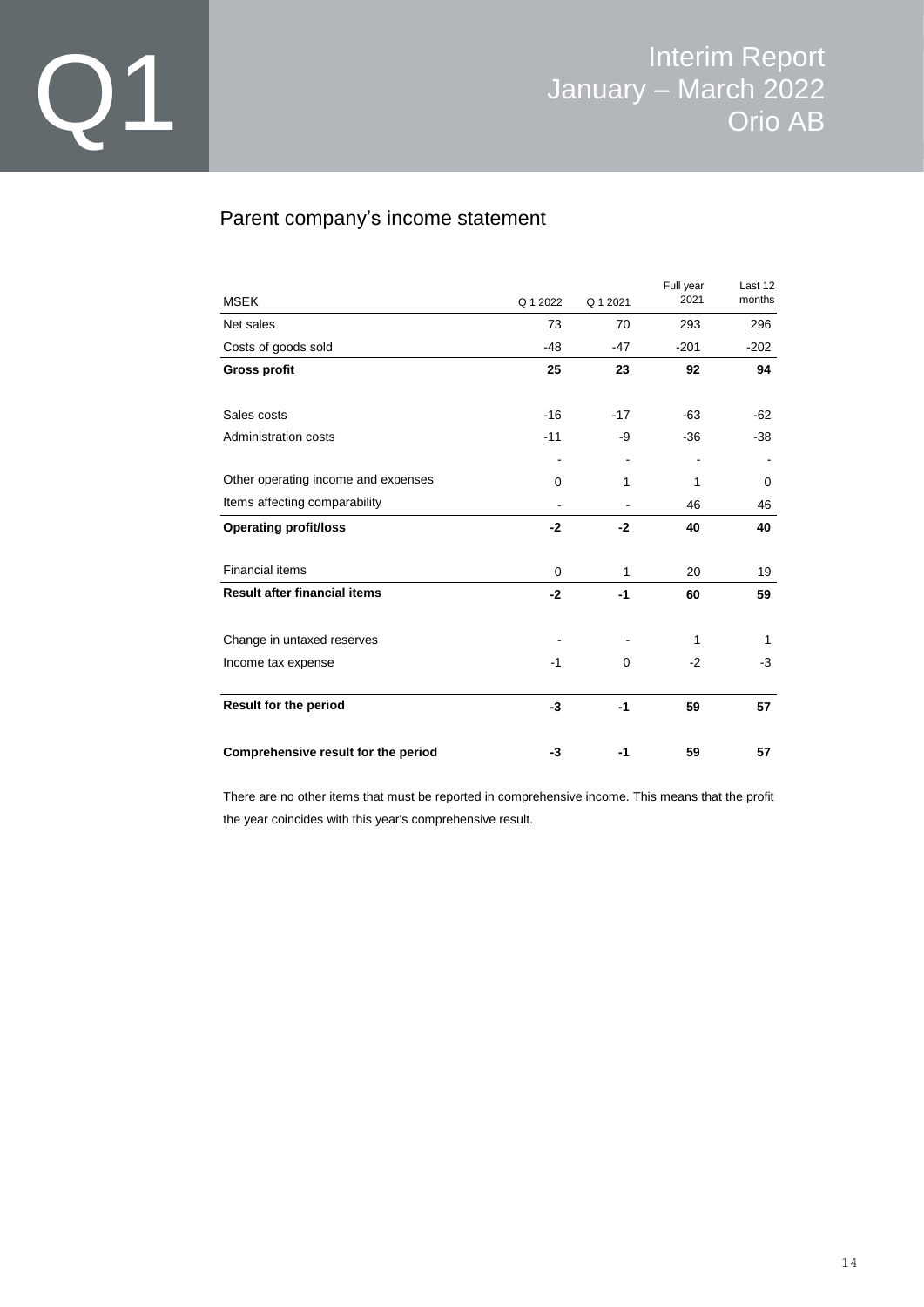# Parent company's income statement

| MSEK | Q 1 2022 | Q 1 2021 | Full year 2021 | Last 12 months |
|---|---|---|---|---|
| Net sales | 73 | 70 | 293 | 296 |
| Costs of goods sold | -48 | -47 | -201 | -202 |
| **Gross profit** | **25** | **23** | **92** | **94** |
| | | | | |
| Sales costs | -16 | -17 | -63 | -62 |
| Administration costs | -11 | -9 | -36 | -38 |
| | - | - | - | - |
| Other operating income and expenses | 0 | 1 | 1 | 0 |
| Items affecting comparability | - | - | 46 | 46 |
| **Operating profit/loss** | **-2** | **-2** | **40** | **40** |
| | | | | |
| Financial items | 0 | 1 | 20 | 19 |
| **Result after financial items** | **-2** | **-1** | **60** | **59** |
| | | | | |
| Change in untaxed reserves | - | - | 1 | 1 |
| Income tax expense | -1 | 0 | -2 | -3 |
| | | | | |
| **Result for the period** | **-3** | **-1** | **59** | **57** |
| | | | | |
| **Comprehensive result for the period** | **-3** | **-1** | **59** | **57** |

There are no other items that must be reported in comprehensive income. This means that the profit the year coincides with this year's comprehensive result.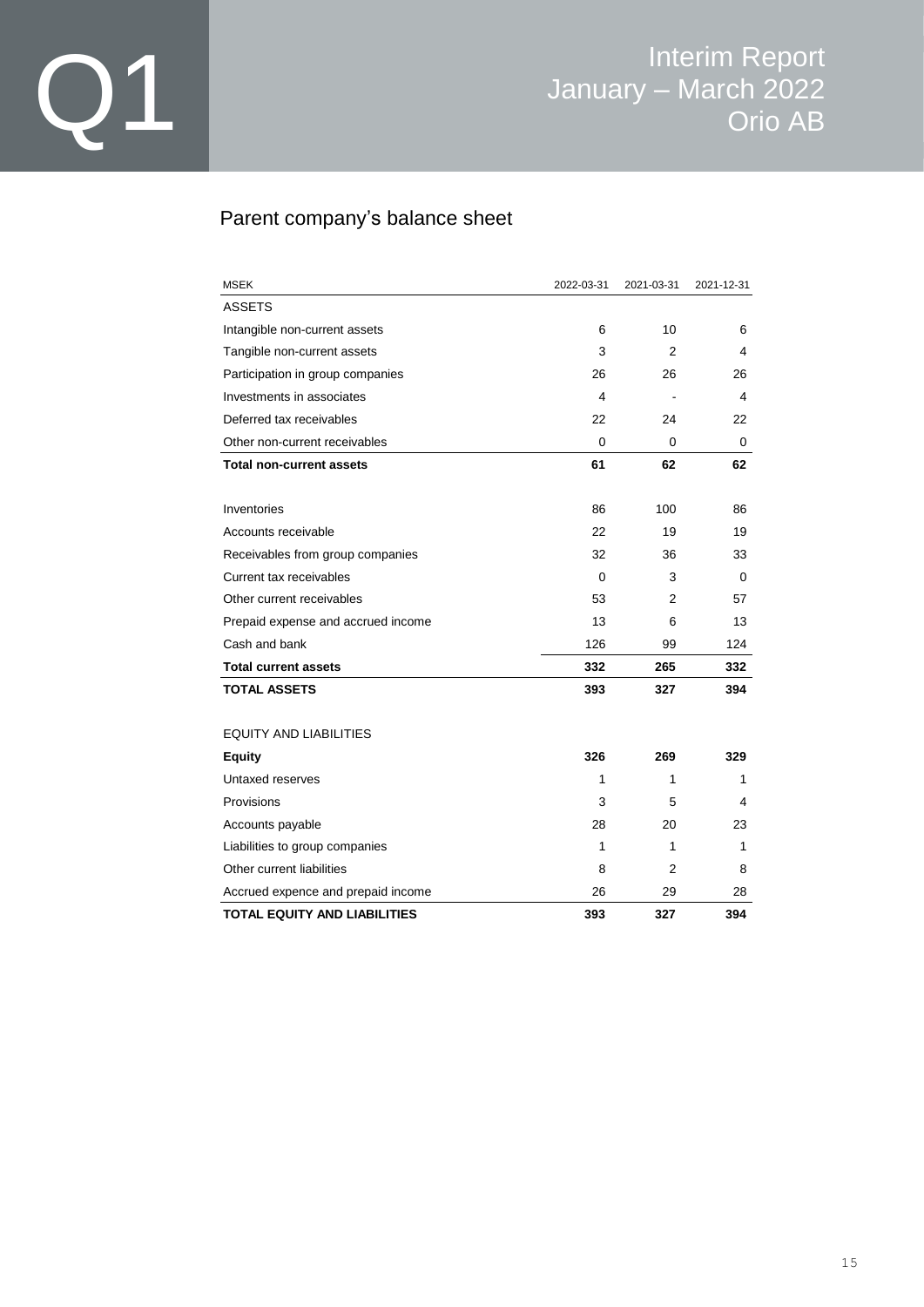## Parent company's balance sheet

| MSEK | 2022-03-31 | 2021-03-31 | 2021-12-31 |
|---|---|---|---|
| ASSETS | | | |
| Intangible non-current assets | 6 | 10 | 6 |
| Tangible non-current assets | 3 | 2 | 4 |
| Participation in group companies | 26 | 26 | 26 |
| Investments in associates | 4 | - | 4 |
| Deferred tax receivables | 22 | 24 | 22 |
| Other non-current receivables | 0 | 0 | 0 |
| **Total non-current assets** | **61** | **62** | **62** |
| | | | |
| Inventories | 86 | 100 | 86 |
| Accounts receivable | 22 | 19 | 19 |
| Receivables from group companies | 32 | 36 | 33 |
| Current tax receivables | 0 | 3 | 0 |
| Other current receivables | 53 | 2 | 57 |
| Prepaid expense and accrued income | 13 | 6 | 13 |
| Cash and bank | 126 | 99 | 124 |
| **Total current assets** | **332** | **265** | **332** |
| **TOTAL ASSETS** | **393** | **327** | **394** |
| | | | |
| EQUITY AND LIABILITIES | | | |
| **Equity** | **326** | **269** | **329** |
| Untaxed reserves | 1 | 1 | 1 |
| Provisions | 3 | 5 | 4 |
| Accounts payable | 28 | 20 | 23 |
| Liabilities to group companies | 1 | 1 | 1 |
| Other current liabilities | 8 | 2 | 8 |
| Accrued expence and prepaid income | 26 | 29 | 28 |
| **TOTAL EQUITY AND LIABILITIES** | **393** | **327** | **394** |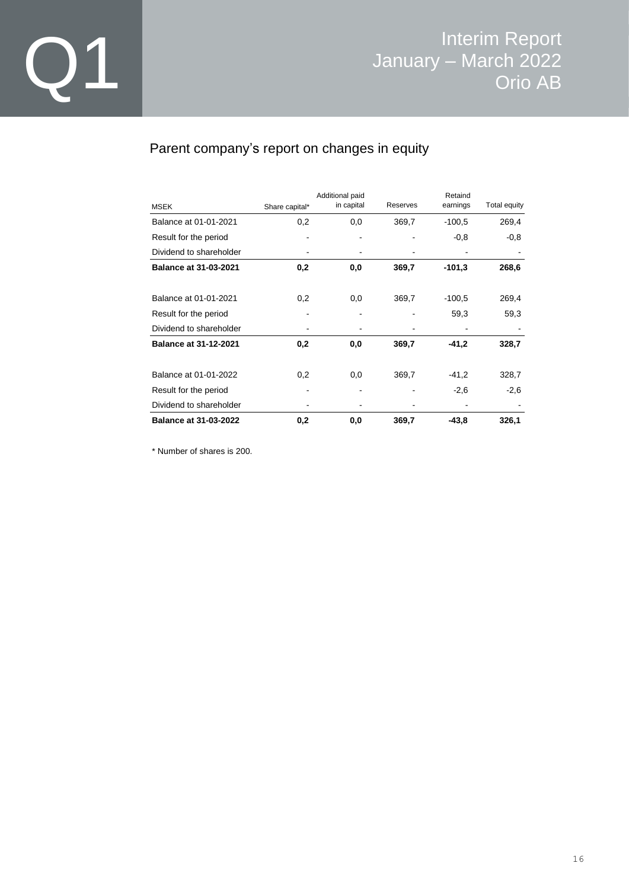## Parent company's report on changes in equity

| MSEK | Share capital* | Additional paid in capital | Reserves | Retaind earnings | Total equity |
|---|---|---|---|---|---|
| Balance at 01-01-2021 | 0,2 | 0,0 | 369,7 | -100,5 | 269,4 |
| Result for the period | - | - | - | -0,8 | -0,8 |
| Dividend to shareholder | - | - | - | - | - |
| **Balance at 31-03-2021** | **0,2** | **0,0** | **369,7** | **-101,3** | **268,6** |
| | | | | | |
| Balance at 01-01-2021 | 0,2 | 0,0 | 369,7 | -100,5 | 269,4 |
| Result for the period | - | - | - | 59,3 | 59,3 |
| Dividend to shareholder | - | - | - | - | - |
| **Balance at 31-12-2021** | **0,2** | **0,0** | **369,7** | **-41,2** | **328,7** |
| | | | | | |
| Balance at 01-01-2022 | 0,2 | 0,0 | 369,7 | -41,2 | 328,7 |
| Result for the period | - | - | - | -2,6 | -2,6 |
| Dividend to shareholder | - | - | - | - | - |
| **Balance at 31-03-2022** | **0,2** | **0,0** | **369,7** | **-43,8** | **326,1** |

* Number of shares is 200.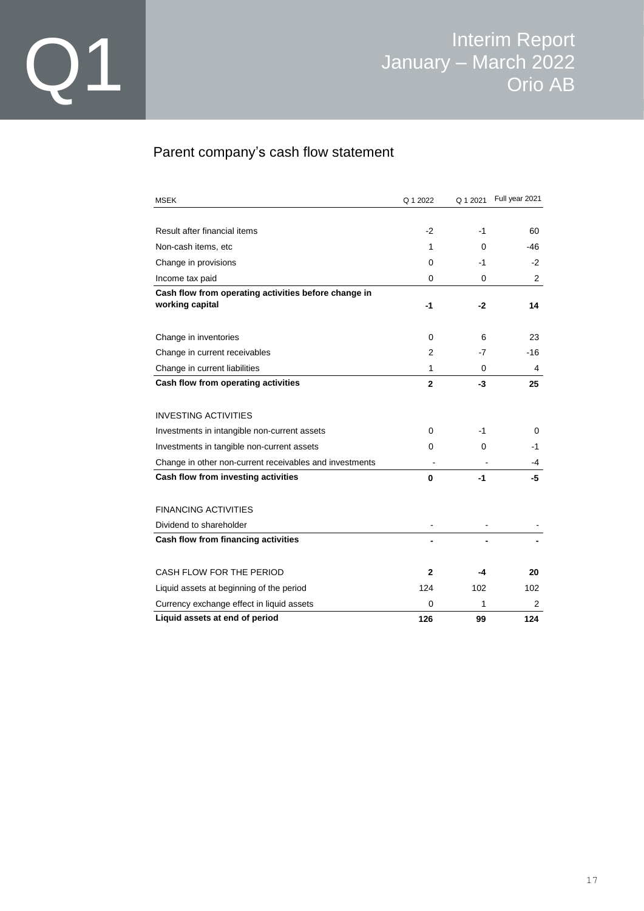## Parent company's cash flow statement

| MSEK | Q 1 2022 | Q 1 2021 | Full year 2021 |
|---|---|---|---|
| Result after financial items | -2 | -1 | 60 |
| Non-cash items, etc | 1 | 0 | -46 |
| Change in provisions | 0 | -1 | -2 |
| Income tax paid | 0 | 0 | 2 |
| **Cash flow from operating activities before change in working capital** | **-1** | **-2** | **14** |
| Change in inventories | 0 | 6 | 23 |
| Change in current receivables | 2 | -7 | -16 |
| Change in current liabilities | 1 | 0 | 4 |
| **Cash flow from operating activities** | **2** | **-3** | **25** |
| INVESTING ACTIVITIES | | | |
| Investments in intangible non-current assets | 0 | -1 | 0 |
| Investments in tangible non-current assets | 0 | 0 | -1 |
| Change in other non-current receivables and investments | - | - | -4 |
| **Cash flow from investing activities** | **0** | **-1** | **-5** |
| FINANCING ACTIVITIES | | | |
| Dividend to shareholder | - | - | - |
| **Cash flow from financing activities** | **-** | **-** | **-** |
| CASH FLOW FOR THE PERIOD | **2** | **-4** | **20** |
| Liquid assets at beginning of the period | 124 | 102 | 102 |
| Currency exchange effect in liquid assets | 0 | 1 | 2 |
| **Liquid assets at end of period** | **126** | **99** | **124** |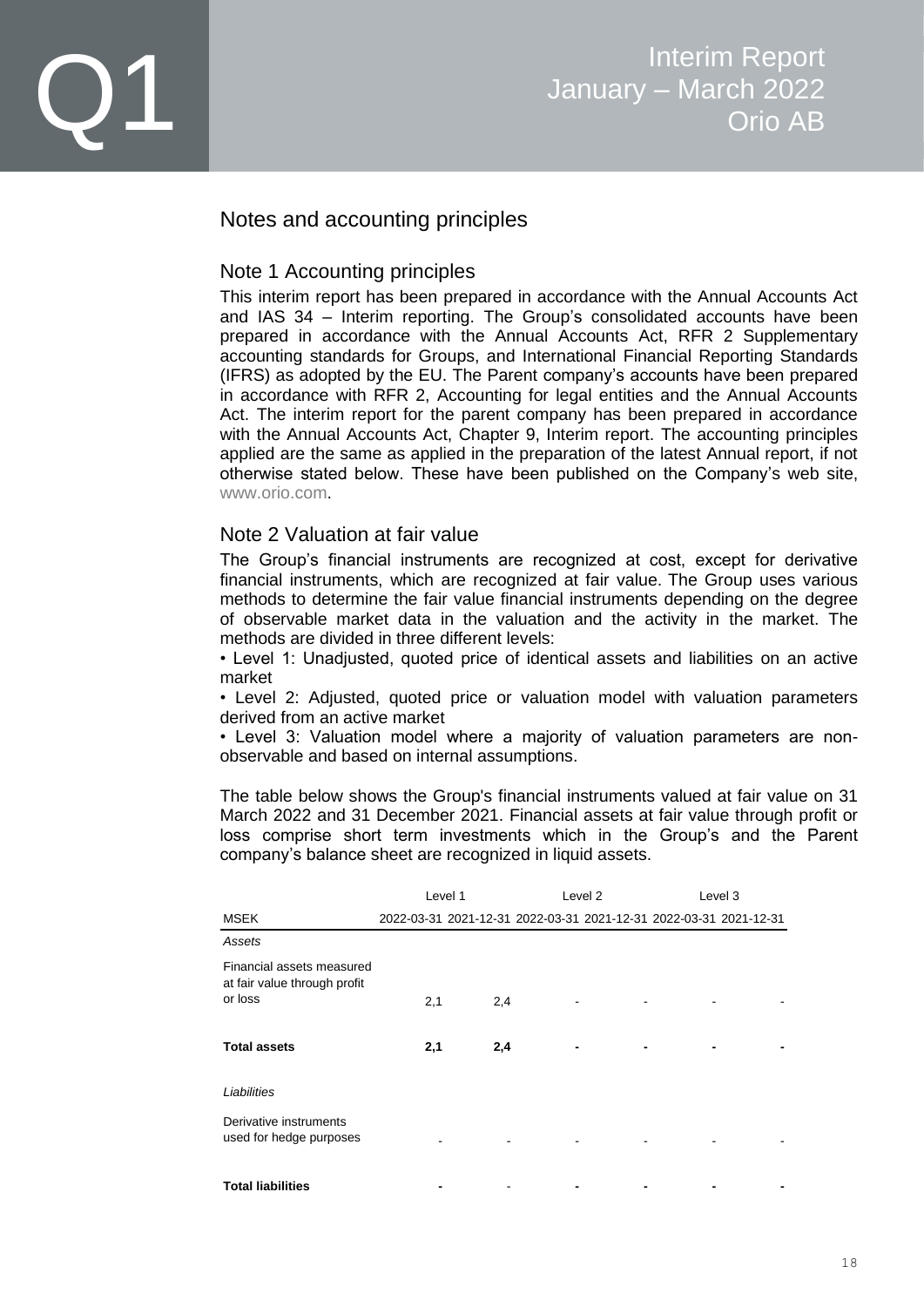## Notes and accounting principles

### Note 1 Accounting principles

This interim report has been prepared in accordance with the Annual Accounts Act and IAS 34 – Interim reporting. The Group's consolidated accounts have been prepared in accordance with the Annual Accounts Act, RFR 2 Supplementary accounting standards for Groups, and International Financial Reporting Standards (IFRS) as adopted by the EU. The Parent company's accounts have been prepared in accordance with RFR 2, Accounting for legal entities and the Annual Accounts Act. The interim report for the parent company has been prepared in accordance with the Annual Accounts Act, Chapter 9, Interim report. The accounting principles applied are the same as applied in the preparation of the latest Annual report, if not otherwise stated below. These have been published on the Company's web site, www.orio.com.

### Note 2 Valuation at fair value

The Group's financial instruments are recognized at cost, except for derivative financial instruments, which are recognized at fair value. The Group uses various methods to determine the fair value financial instruments depending on the degree of observable market data in the valuation and the activity in the market. The methods are divided in three different levels:

- Level 1: Unadjusted, quoted price of identical assets and liabilities on an active market
- Level 2: Adjusted, quoted price or valuation model with valuation parameters derived from an active market
- Level 3: Valuation model where a majority of valuation parameters are non-observable and based on internal assumptions.

The table below shows the Group's financial instruments valued at fair value on 31 March 2022 and 31 December 2021. Financial assets at fair value through profit or loss comprise short term investments which in the Group's and the Parent company's balance sheet are recognized in liquid assets.

| | Level 1 | | Level 2 | | Level 3 | |
|---|---|---|---|---|---|---|
| MSEK | 2022-03-31 | 2021-12-31 | 2022-03-31 | 2021-12-31 | 2022-03-31 | 2021-12-31 |
| *Assets* | | | | | | |
| Financial assets measured at fair value through profit or loss | 2,1 | 2,4 | - | - | - | - |
| **Total assets** | **2,1** | **2,4** | **-** | **-** | **-** | **-** |
| *Liabilities* | | | | | | |
| Derivative instruments used for hedge purposes | - | - | - | - | - | - |
| **Total liabilities** | **-** | - | **-** | **-** | **-** | **-** |